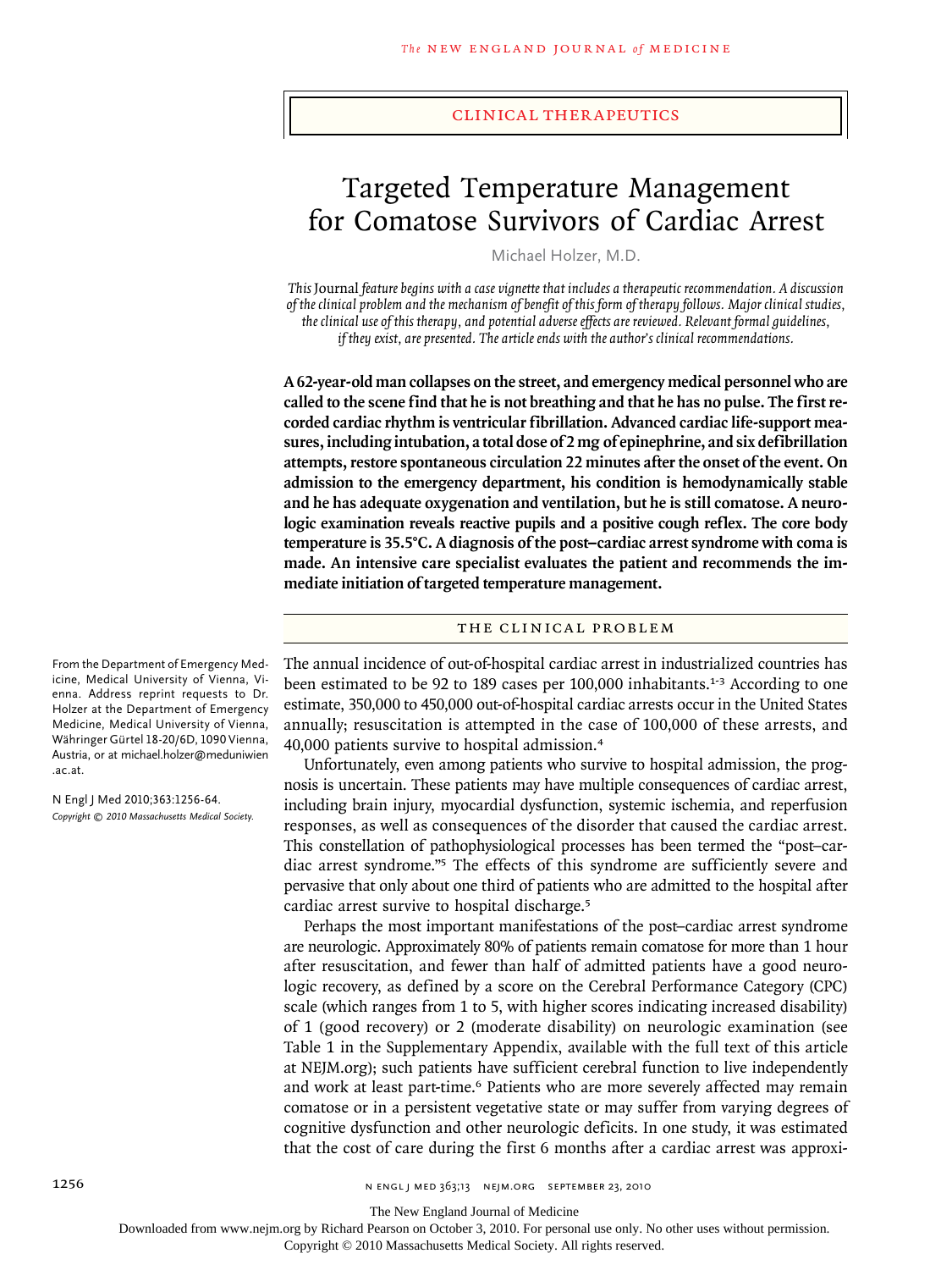CLINICAL THERAPEUTICS

# Targeted Temperature Management for Comatose Survivors of Cardiac Arrest

Michael Holzer, M.D.

*This* Journal *feature begins with a case vignette that includes a therapeutic recommendation. A discussion of the clinical problem and the mechanism of benefit of this form of therapy follows. Major clinical studies, the clinical use of this therapy, and potential adverse effects are reviewed. Relevant formal guidelines, if they exist, are presented. The article ends with the author's clinical recommendations.*

**A 62-year-old man collapses on the street, and emergency medical personnel who are called to the scene find that he is not breathing and that he has no pulse. The first recorded cardiac rhythm is ventricular fibrillation. Advanced cardiac life-support measures, including intubation, a total dose of 2 mg of epinephrine, and six defibrillation attempts, restore spontaneous circulation 22 minutes after the onset of the event. On admission to the emergency department, his condition is hemodynamically stable and he has adequate oxygenation and ventilation, but he is still comatose. A neurologic examination reveals reactive pupils and a positive cough reflex. The core body temperature is 35.5°C. A diagnosis of the post–cardiac arrest syndrome with coma is made. An intensive care specialist evaluates the patient and recommends the immediate initiation of targeted temperature management.**

## THE CLINICAL PROBLEM

From the Department of Emergency Medicine, Medical University of Vienna, Vienna. Address reprint requests to Dr. Holzer at the Department of Emergency Medicine, Medical University of Vienna, Währinger Gürtel 18-20/6D, 1090 Vienna, Austria, or at michael.holzer@meduniwien.ac.at.

N Engl J Med 2010;363:1256-64.
*Copyright © 2010 Massachusetts Medical Society.*

The annual incidence of out-of-hospital cardiac arrest in industrialized countries has been estimated to be 92 to 189 cases per 100,000 inhabitants.[1-3] According to one estimate, 350,000 to 450,000 out-of-hospital cardiac arrests occur in the United States annually; resuscitation is attempted in the case of 100,000 of these arrests, and 40,000 patients survive to hospital admission.[4]

Unfortunately, even among patients who survive to hospital admission, the prognosis is uncertain. These patients may have multiple consequences of cardiac arrest, including brain injury, myocardial dysfunction, systemic ischemia, and reperfusion responses, as well as consequences of the disorder that caused the cardiac arrest. This constellation of pathophysiological processes has been termed the "post–cardiac arrest syndrome."[5] The effects of this syndrome are sufficiently severe and pervasive that only about one third of patients who are admitted to the hospital after cardiac arrest survive to hospital discharge.[5]

Perhaps the most important manifestations of the post–cardiac arrest syndrome are neurologic. Approximately 80% of patients remain comatose for more than 1 hour after resuscitation, and fewer than half of admitted patients have a good neurologic recovery, as defined by a score on the Cerebral Performance Category (CPC) scale (which ranges from 1 to 5, with higher scores indicating increased disability) of 1 (good recovery) or 2 (moderate disability) on neurologic examination (see Table 1 in the Supplementary Appendix, available with the full text of this article at NEJM.org); such patients have sufficient cerebral function to live independently and work at least part-time.[6] Patients who are more severely affected may remain comatose or in a persistent vegetative state or may suffer from varying degrees of cognitive dysfunction and other neurologic deficits. In one study, it was estimated that the cost of care during the first 6 months after a cardiac arrest was approxi-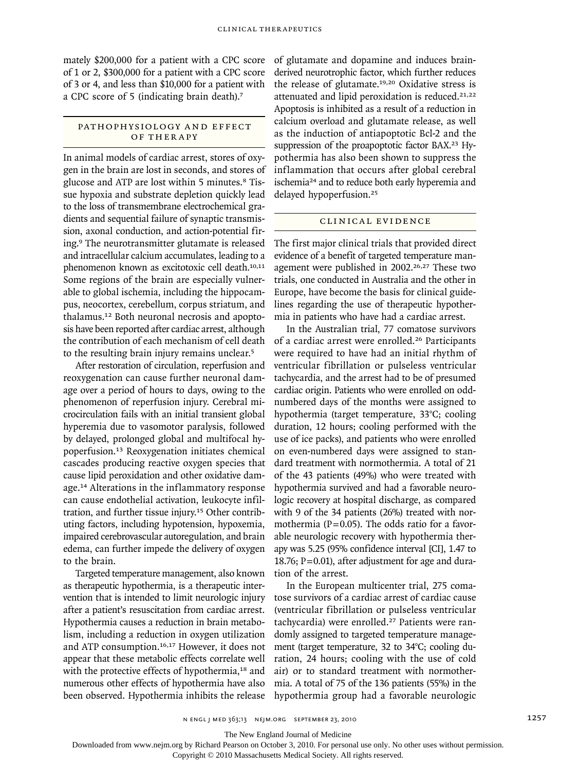mately $200,000 for a patient with a CPC score of 1 or 2, $300,000 for a patient with a CPC score of 3 or 4, and less than $10,000 for a patient with a CPC score of 5 (indicating brain death).[7]

## PATHOPHYSIOLOGY AND EFFECT OF THERAPY

In animal models of cardiac arrest, stores of oxygen in the brain are lost in seconds, and stores of glucose and ATP are lost within 5 minutes.[8] Tissue hypoxia and substrate depletion quickly lead to the loss of transmembrane electrochemical gradients and sequential failure of synaptic transmission, axonal conduction, and action-potential firing.[9] The neurotransmitter glutamate is released and intracellular calcium accumulates, leading to a phenomenon known as excitotoxic cell death.[10,11] Some regions of the brain are especially vulnerable to global ischemia, including the hippocampus, neocortex, cerebellum, corpus striatum, and thalamus.[12] Both neuronal necrosis and apoptosis have been reported after cardiac arrest, although the contribution of each mechanism of cell death to the resulting brain injury remains unclear.[5]

After restoration of circulation, reperfusion and reoxygenation can cause further neuronal damage over a period of hours to days, owing to the phenomenon of reperfusion injury. Cerebral microcirculation fails with an initial transient global hyperemia due to vasomotor paralysis, followed by delayed, prolonged global and multifocal hypoperfusion.[13] Reoxygenation initiates chemical cascades producing reactive oxygen species that cause lipid peroxidation and other oxidative damage.[14] Alterations in the inflammatory response can cause endothelial activation, leukocyte infiltration, and further tissue injury.[15] Other contributing factors, including hypotension, hypoxemia, impaired cerebrovascular autoregulation, and brain edema, can further impede the delivery of oxygen to the brain.

Targeted temperature management, also known as therapeutic hypothermia, is a therapeutic intervention that is intended to limit neurologic injury after a patient's resuscitation from cardiac arrest. Hypothermia causes a reduction in brain metabolism, including a reduction in oxygen utilization and ATP consumption.[16,17] However, it does not appear that these metabolic effects correlate well with the protective effects of hypothermia,[18] and numerous other effects of hypothermia have also been observed. Hypothermia inhibits the release of glutamate and dopamine and induces brain-derived neurotrophic factor, which further reduces the release of glutamate.[19,20] Oxidative stress is attenuated and lipid peroxidation is reduced.[21,22] Apoptosis is inhibited as a result of a reduction in calcium overload and glutamate release, as well as the induction of antiapoptotic Bcl-2 and the suppression of the proapoptotic factor BAX.[23] Hypothermia has also been shown to suppress the inflammation that occurs after global cerebral ischemia[24] and to reduce both early hyperemia and delayed hypoperfusion.[25]

## CLINICAL EVIDENCE

The first major clinical trials that provided direct evidence of a benefit of targeted temperature management were published in 2002.[26,27] These two trials, one conducted in Australia and the other in Europe, have become the basis for clinical guidelines regarding the use of therapeutic hypothermia in patients who have had a cardiac arrest.

In the Australian trial, 77 comatose survivors of a cardiac arrest were enrolled.[26] Participants were required to have had an initial rhythm of ventricular fibrillation or pulseless ventricular tachycardia, and the arrest had to be of presumed cardiac origin. Patients who were enrolled on odd-numbered days of the months were assigned to hypothermia (target temperature, 33°C; cooling duration, 12 hours; cooling performed with the use of ice packs), and patients who were enrolled on even-numbered days were assigned to standard treatment with normothermia. A total of 21 of the 43 patients (49%) who were treated with hypothermia survived and had a favorable neurologic recovery at hospital discharge, as compared with 9 of the 34 patients (26%) treated with normothermia ($P=0.05$). The odds ratio for a favorable neurologic recovery with hypothermia therapy was 5.25 (95% confidence interval [CI], 1.47 to 18.76; $P=0.01$), after adjustment for age and duration of the arrest.

In the European multicenter trial, 275 comatose survivors of a cardiac arrest of cardiac cause (ventricular fibrillation or pulseless ventricular tachycardia) were enrolled.[27] Patients were randomly assigned to targeted temperature management (target temperature, 32 to 34°C; cooling duration, 24 hours; cooling with the use of cold air) or to standard treatment with normothermia. A total of 75 of the 136 patients (55%) in the hypothermia group had a favorable neurologic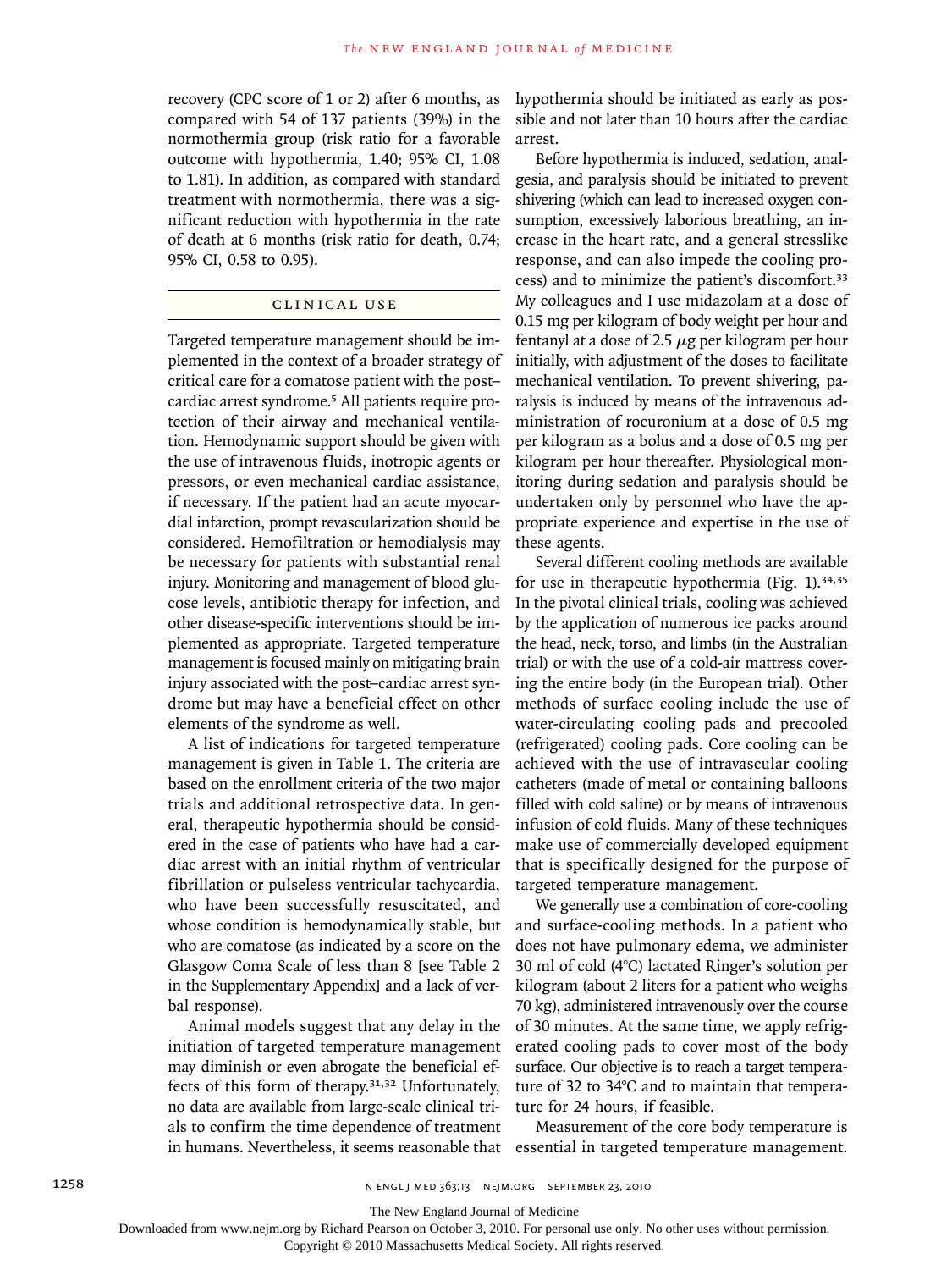recovery (CPC score of 1 or 2) after 6 months, as compared with 54 of 137 patients (39%) in the normothermia group (risk ratio for a favorable outcome with hypothermia, 1.40; 95% CI, 1.08 to 1.81). In addition, as compared with standard treatment with normothermia, there was a significant reduction with hypothermia in the rate of death at 6 months (risk ratio for death, 0.74; 95% CI, 0.58 to 0.95).

## Clinical Use

Targeted temperature management should be implemented in the context of a broader strategy of critical care for a comatose patient with the post–cardiac arrest syndrome.[5] All patients require protection of their airway and mechanical ventilation. Hemodynamic support should be given with the use of intravenous fluids, inotropic agents or pressors, or even mechanical cardiac assistance, if necessary. If the patient had an acute myocardial infarction, prompt revascularization should be considered. Hemofiltration or hemodialysis may be necessary for patients with substantial renal injury. Monitoring and management of blood glucose levels, antibiotic therapy for infection, and other disease-specific interventions should be implemented as appropriate. Targeted temperature management is focused mainly on mitigating brain injury associated with the post–cardiac arrest syndrome but may have a beneficial effect on other elements of the syndrome as well.

A list of indications for targeted temperature management is given in Table 1. The criteria are based on the enrollment criteria of the two major trials and additional retrospective data. In general, therapeutic hypothermia should be considered in the case of patients who have had a cardiac arrest with an initial rhythm of ventricular fibrillation or pulseless ventricular tachycardia, who have been successfully resuscitated, and whose condition is hemodynamically stable, but who are comatose (as indicated by a score on the Glasgow Coma Scale of less than 8 [see Table 2 in the Supplementary Appendix] and a lack of verbal response).

Animal models suggest that any delay in the initiation of targeted temperature management may diminish or even abrogate the beneficial effects of this form of therapy.[31,32] Unfortunately, no data are available from large-scale clinical trials to confirm the time dependence of treatment in humans. Nevertheless, it seems reasonable that hypothermia should be initiated as early as possible and not later than 10 hours after the cardiac arrest.

Before hypothermia is induced, sedation, analgesia, and paralysis should be initiated to prevent shivering (which can lead to increased oxygen consumption, excessively laborious breathing, an increase in the heart rate, and a general stresslike response, and can also impede the cooling process) and to minimize the patient's discomfort.[33] My colleagues and I use midazolam at a dose of 0.15 mg per kilogram of body weight per hour and fentanyl at a dose of 2.5 $\mu$g per kilogram per hour initially, with adjustment of the doses to facilitate mechanical ventilation. To prevent shivering, paralysis is induced by means of the intravenous administration of rocuronium at a dose of 0.5 mg per kilogram as a bolus and a dose of 0.5 mg per kilogram per hour thereafter. Physiological monitoring during sedation and paralysis should be undertaken only by personnel who have the appropriate experience and expertise in the use of these agents.

Several different cooling methods are available for use in therapeutic hypothermia (Fig. 1).[34,35] In the pivotal clinical trials, cooling was achieved by the application of numerous ice packs around the head, neck, torso, and limbs (in the Australian trial) or with the use of a cold-air mattress covering the entire body (in the European trial). Other methods of surface cooling include the use of water-circulating cooling pads and precooled (refrigerated) cooling pads. Core cooling can be achieved with the use of intravascular cooling catheters (made of metal or containing balloons filled with cold saline) or by means of intravenous infusion of cold fluids. Many of these techniques make use of commercially developed equipment that is specifically designed for the purpose of targeted temperature management.

We generally use a combination of core-cooling and surface-cooling methods. In a patient who does not have pulmonary edema, we administer 30 ml of cold (4°C) lactated Ringer's solution per kilogram (about 2 liters for a patient who weighs 70 kg), administered intravenously over the course of 30 minutes. At the same time, we apply refrigerated cooling pads to cover most of the body surface. Our objective is to reach a target temperature of 32 to 34°C and to maintain that temperature for 24 hours, if feasible.

Measurement of the core body temperature is essential in targeted temperature management.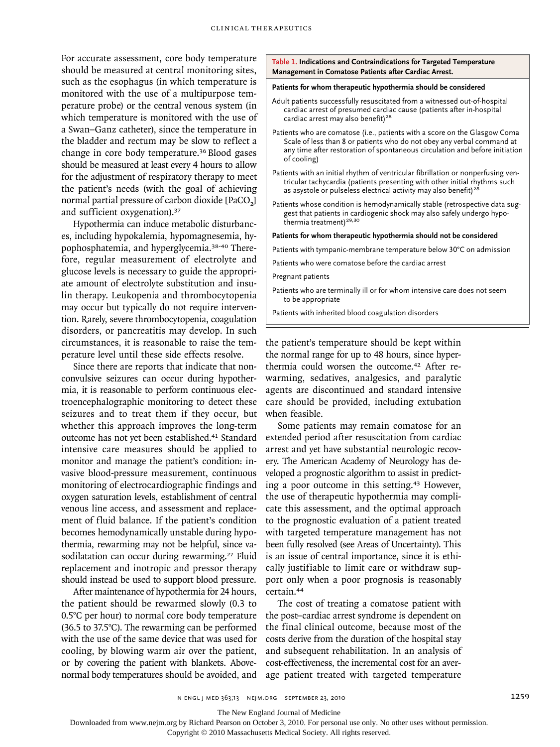For accurate assessment, core body temperature should be measured at central monitoring sites, such as the esophagus (in which temperature is monitored with the use of a multipurpose temperature probe) or the central venous system (in which temperature is monitored with the use of a Swan–Ganz catheter), since the temperature in the bladder and rectum may be slow to reflect a change in core body temperature.[36] Blood gases should be measured at least every 4 hours to allow for the adjustment of respiratory therapy to meet the patient's needs (with the goal of achieving normal partial pressure of carbon dioxide [$PaCO_2$] and sufficient oxygenation).[37]

Hypothermia can induce metabolic disturbances, including hypokalemia, hypomagnesemia, hypophosphatemia, and hyperglycemia.[38-40] Therefore, regular measurement of electrolyte and glucose levels is necessary to guide the appropriate amount of electrolyte substitution and insulin therapy. Leukopenia and thrombocytopenia may occur but typically do not require intervention. Rarely, severe thrombocytopenia, coagulation disorders, or pancreatitis may develop. In such circumstances, it is reasonable to raise the temperature level until these side effects resolve.

Since there are reports that indicate that nonconvulsive seizures can occur during hypothermia, it is reasonable to perform continuous electroencephalographic monitoring to detect these seizures and to treat them if they occur, but whether this approach improves the long-term outcome has not yet been established.[41] Standard intensive care measures should be applied to monitor and manage the patient's condition: invasive blood-pressure measurement, continuous monitoring of electrocardiographic findings and oxygen saturation levels, establishment of central venous line access, and assessment and replacement of fluid balance. If the patient's condition becomes hemodynamically unstable during hypothermia, rewarming may not be helpful, since vasodilatation can occur during rewarming.[27] Fluid replacement and inotropic and pressor therapy should instead be used to support blood pressure.

After maintenance of hypothermia for 24 hours, the patient should be rewarmed slowly (0.3 to 0.5°C per hour) to normal core body temperature (36.5 to 37.5°C). The rewarming can be performed with the use of the same device that was used for cooling, by blowing warm air over the patient, or by covering the patient with blankets. Above-normal body temperatures should be avoided, and the patient's temperature should be kept within the normal range for up to 48 hours, since hyperthermia could worsen the outcome.[42] After rewarming, sedatives, analgesics, and paralytic agents are discontinued and standard intensive care should be provided, including extubation when feasible.

Some patients may remain comatose for an extended period after resuscitation from cardiac arrest and yet have substantial neurologic recovery. The American Academy of Neurology has developed a prognostic algorithm to assist in predicting a poor outcome in this setting.[43] However, the use of therapeutic hypothermia may complicate this assessment, and the optimal approach to the prognostic evaluation of a patient treated with targeted temperature management has not been fully resolved (see Areas of Uncertainty). This is an issue of central importance, since it is ethically justifiable to limit care or withdraw support only when a poor prognosis is reasonably certain.[44]

The cost of treating a comatose patient with the post–cardiac arrest syndrome is dependent on the final clinical outcome, because most of the costs derive from the duration of the hospital stay and subsequent rehabilitation. In an analysis of cost-effectiveness, the incremental cost for an average patient treated with targeted temperature

**Table 1. Indications and Contraindications for Targeted Temperature Management in Comatose Patients after Cardiac Arrest.**

| |
|---|
| **Patients for whom therapeutic hypothermia should be considered** |
| Adult patients successfully resuscitated from a witnessed out-of-hospital cardiac arrest of presumed cardiac cause (patients after in-hospital cardiac arrest may also benefit)[28] |
| Patients who are comatose (i.e., patients with a score on the Glasgow Coma Scale of less than 8 or patients who do not obey any verbal command at any time after restoration of spontaneous circulation and before initiation of cooling) |
| Patients with an initial rhythm of ventricular fibrillation or nonperfusing ventricular tachycardia (patients presenting with other initial rhythms such as asystole or pulseless electrical activity may also benefit)[28] |
| Patients whose condition is hemodynamically stable (retrospective data suggest that patients in cardiogenic shock may also safely undergo hypothermia treatment)[29,30] |
| **Patients for whom therapeutic hypothermia should not be considered** |
| Patients with tympanic-membrane temperature below 30°C on admission |
| Patients who were comatose before the cardiac arrest |
| Pregnant patients |
| Patients who are terminally ill or for whom intensive care does not seem to be appropriate |
| Patients with inherited blood coagulation disorders |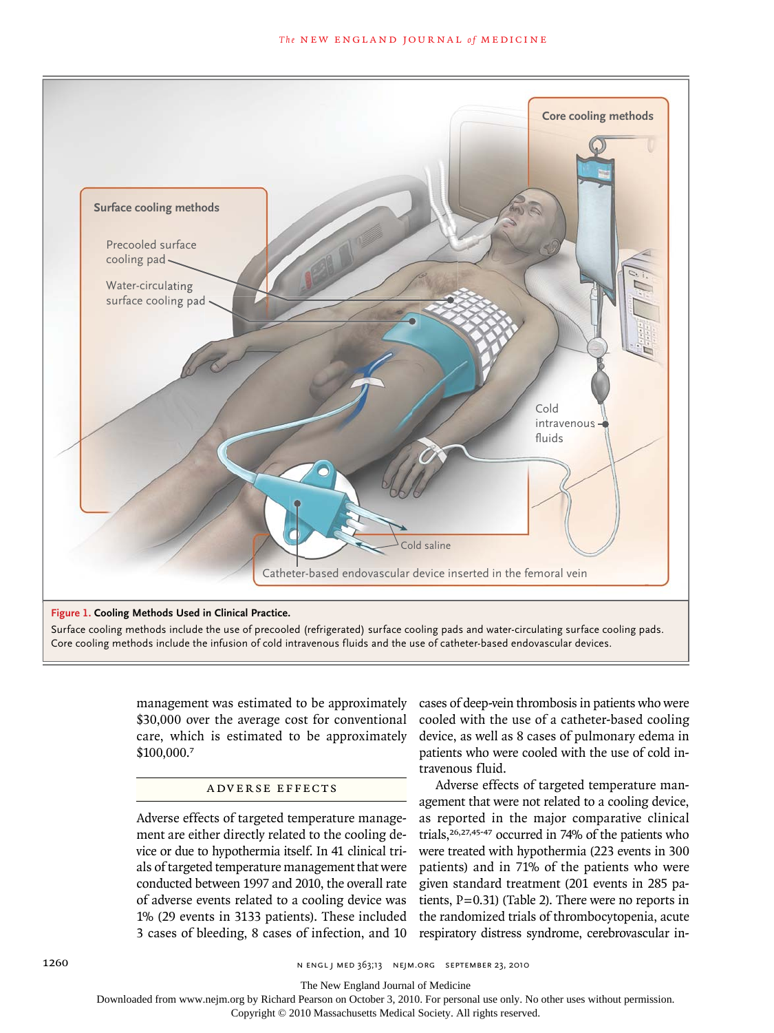Figure 1. Cooling Methods Used in Clinical Practice.

Surface cooling methods include the use of precooled (refrigerated) surface cooling pads and water-circulating surface cooling pads. Core cooling methods include the infusion of cold intravenous fluids and the use of catheter-based endovascular devices.

management was estimated to be approximately $30,000 over the average cost for conventional care, which is estimated to be approximately $100,000.[7]

## ADVERSE EFFECTS

Adverse effects of targeted temperature management are either directly related to the cooling device or due to hypothermia itself. In 41 clinical trials of targeted temperature management that were conducted between 1997 and 2010, the overall rate of adverse events related to a cooling device was 1% (29 events in 3133 patients). These included 3 cases of bleeding, 8 cases of infection, and 10 cases of deep-vein thrombosis in patients who were cooled with the use of a catheter-based cooling device, as well as 8 cases of pulmonary edema in patients who were cooled with the use of cold intravenous fluid.

Adverse effects of targeted temperature management that were not related to a cooling device, as reported in the major comparative clinical trials,[26,27,45-47] occurred in 74% of the patients who were treated with hypothermia (223 events in 300 patients) and in 71% of the patients who were given standard treatment (201 events in 285 patients, P=0.31) (Table 2). There were no reports in the randomized trials of thrombocytopenia, acute respiratory distress syndrome, cerebrovascular in-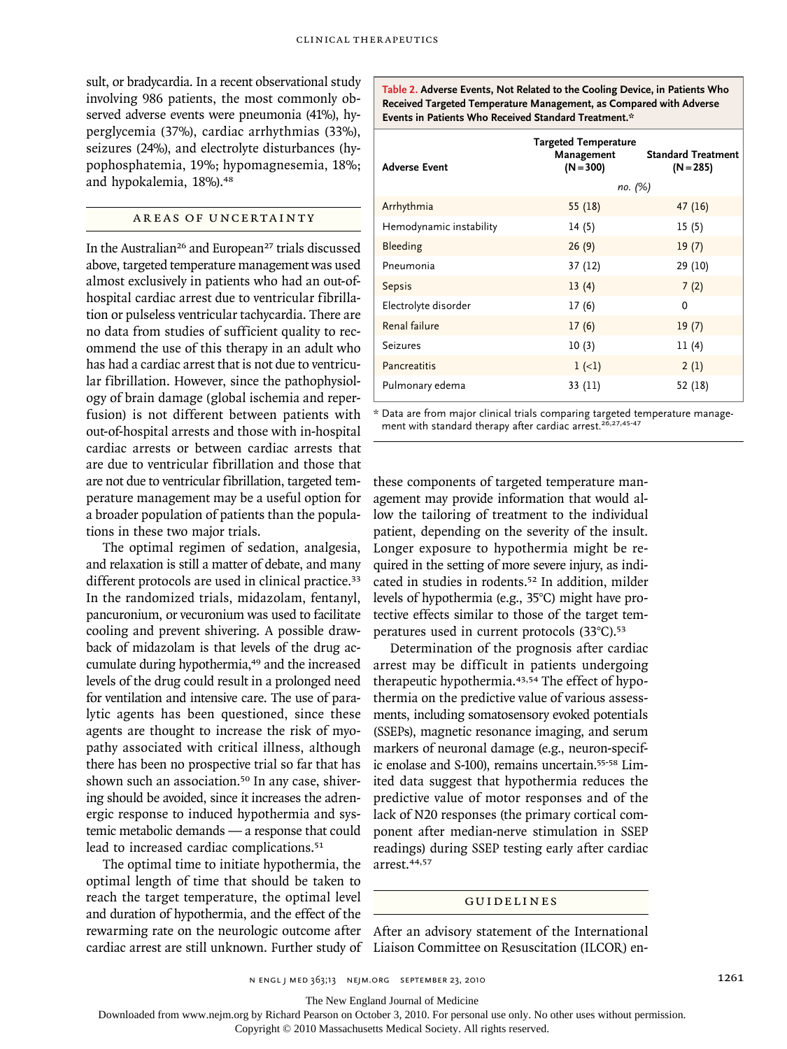sult, or bradycardia. In a recent observational study involving 986 patients, the most commonly observed adverse events were pneumonia (41%), hyperglycemia (37%), cardiac arrhythmias (33%), seizures (24%), and electrolyte disturbances (hypophosphatemia, 19%; hypomagnesemia, 18%; and hypokalemia, 18%).[48]

**Table 2. Adverse Events, Not Related to the Cooling Device, in Patients Who Received Targeted Temperature Management, as Compared with Adverse Events in Patients Who Received Standard Treatment.***

| Adverse Event | Targeted Temperature Management (N=300) | Standard Treatment (N=285) |
|---|---|---|
| | *no. (%)* | |
| Arrhythmia | 55 (18) | 47 (16) |
| Hemodynamic instability | 14 (5) | 15 (5) |
| Bleeding | 26 (9) | 19 (7) |
| Pneumonia | 37 (12) | 29 (10) |
| Sepsis | 13 (4) | 7 (2) |
| Electrolyte disorder | 17 (6) | 0 |
| Renal failure | 17 (6) | 19 (7) |
| Seizures | 10 (3) | 11 (4) |
| Pancreatitis | 1 (<1) | 2 (1) |
| Pulmonary edema | 33 (11) | 52 (18) |

* Data are from major clinical trials comparing targeted temperature management with standard therapy after cardiac arrest.[26,27,45-47]

## AREAS OF UNCERTAINTY

In the Australian[26] and European[27] trials discussed above, targeted temperature management was used almost exclusively in patients who had an out-of-hospital cardiac arrest due to ventricular fibrillation or pulseless ventricular tachycardia. There are no data from studies of sufficient quality to recommend the use of this therapy in an adult who has had a cardiac arrest that is not due to ventricular fibrillation. However, since the pathophysiology of brain damage (global ischemia and reperfusion) is not different between patients with out-of-hospital arrests and those with in-hospital cardiac arrests or between cardiac arrests that are due to ventricular fibrillation and those that are not due to ventricular fibrillation, targeted temperature management may be a useful option for a broader population of patients than the populations in these two major trials.

The optimal regimen of sedation, analgesia, and relaxation is still a matter of debate, and many different protocols are used in clinical practice.[33] In the randomized trials, midazolam, fentanyl, pancuronium, or vecuronium was used to facilitate cooling and prevent shivering. A possible drawback of midazolam is that levels of the drug accumulate during hypothermia,[49] and the increased levels of the drug could result in a prolonged need for ventilation and intensive care. The use of paralytic agents has been questioned, since these agents are thought to increase the risk of myopathy associated with critical illness, although there has been no prospective trial so far that has shown such an association.[50] In any case, shivering should be avoided, since it increases the adrenergic response to induced hypothermia and systemic metabolic demands — a response that could lead to increased cardiac complications.[51]

The optimal time to initiate hypothermia, the optimal length of time that should be taken to reach the target temperature, the optimal level and duration of hypothermia, and the effect of the rewarming rate on the neurologic outcome after cardiac arrest are still unknown. Further study of these components of targeted temperature management may provide information that would allow the tailoring of treatment to the individual patient, depending on the severity of the insult. Longer exposure to hypothermia might be required in the setting of more severe injury, as indicated in studies in rodents.[52] In addition, milder levels of hypothermia (e.g., 35°C) might have protective effects similar to those of the target temperatures used in current protocols (33°C).[53]

Determination of the prognosis after cardiac arrest may be difficult in patients undergoing therapeutic hypothermia.[43,54] The effect of hypothermia on the predictive value of various assessments, including somatosensory evoked potentials (SSEPs), magnetic resonance imaging, and serum markers of neuronal damage (e.g., neuron-specific enolase and S-100), remains uncertain.[55-58] Limited data suggest that hypothermia reduces the predictive value of motor responses and of the lack of N20 responses (the primary cortical component after median-nerve stimulation in SSEP readings) during SSEP testing early after cardiac arrest.[44,57]

## GUIDELINES

After an advisory statement of the International Liaison Committee on Resuscitation (ILCOR) en-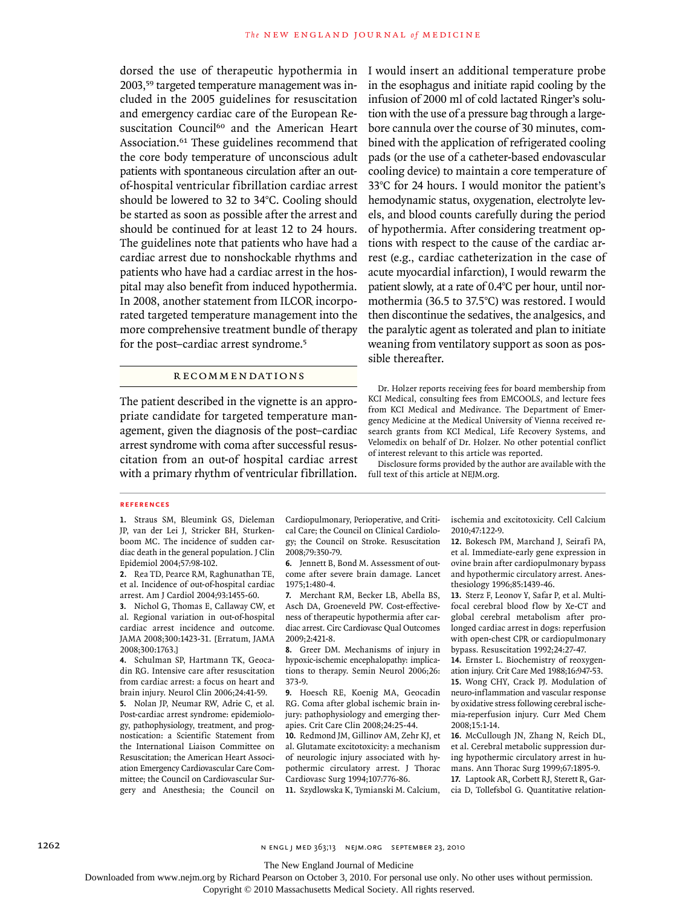dorsed the use of therapeutic hypothermia in 2003,[59] targeted temperature management was included in the 2005 guidelines for resuscitation and emergency cardiac care of the European Resuscitation Council[60] and the American Heart Association.[61] These guidelines recommend that the core body temperature of unconscious adult patients with spontaneous circulation after an out-of-hospital ventricular fibrillation cardiac arrest should be lowered to 32 to 34°C. Cooling should be started as soon as possible after the arrest and should be continued for at least 12 to 24 hours. The guidelines note that patients who have had a cardiac arrest due to nonshockable rhythms and patients who have had a cardiac arrest in the hospital may also benefit from induced hypothermia. In 2008, another statement from ILCOR incorporated targeted temperature management into the more comprehensive treatment bundle of therapy for the post–cardiac arrest syndrome.[5]

## RECOMMENDATIONS

The patient described in the vignette is an appropriate candidate for targeted temperature management, given the diagnosis of the post–cardiac arrest syndrome with coma after successful resuscitation from an out-of hospital cardiac arrest with a primary rhythm of ventricular fibrillation. I would insert an additional temperature probe in the esophagus and initiate rapid cooling by the infusion of 2000 ml of cold lactated Ringer's solution with the use of a pressure bag through a large-bore cannula over the course of 30 minutes, combined with the application of refrigerated cooling pads (or the use of a catheter-based endovascular cooling device) to maintain a core temperature of 33°C for 24 hours. I would monitor the patient's hemodynamic status, oxygenation, electrolyte levels, and blood counts carefully during the period of hypothermia. After considering treatment options with respect to the cause of the cardiac arrest (e.g., cardiac catheterization in the case of acute myocardial infarction), I would rewarm the patient slowly, at a rate of 0.4°C per hour, until normothermia (36.5 to 37.5°C) was restored. I would then discontinue the sedatives, the analgesics, and the paralytic agent as tolerated and plan to initiate weaning from ventilatory support as soon as possible thereafter.

Dr. Holzer reports receiving fees for board membership from KCI Medical, consulting fees from EMCOOLS, and lecture fees from KCI Medical and Medivance. The Department of Emergency Medicine at the Medical University of Vienna received research grants from KCI Medical, Life Recovery Systems, and Velomedix on behalf of Dr. Holzer. No other potential conflict of interest relevant to this article was reported.

Disclosure forms provided by the author are available with the full text of this article at NEJM.org.

### REFERENCES

1. Straus SM, Bleumink GS, Dieleman JP, van der Lei J, Stricker BH, Sturkenboom MC. The incidence of sudden cardiac death in the general population. J Clin Epidemiol 2004;57:98-102.
2. Rea TD, Pearce RM, Raghunathan TE, et al. Incidence of out-of-hospital cardiac arrest. Am J Cardiol 2004;93:1455-60.
3. Nichol G, Thomas E, Callaway CW, et al. Regional variation in out-of-hospital cardiac arrest incidence and outcome. JAMA 2008;300:1423-31. [Erratum, JAMA 2008;300:1763.]
4. Schulman SP, Hartmann TK, Geocadin RG. Intensive care after resuscitation from cardiac arrest: a focus on heart and brain injury. Neurol Clin 2006;24:41-59.
5. Nolan JP, Neumar RW, Adrie C, et al. Post-cardiac arrest syndrome: epidemiology, pathophysiology, treatment, and prognostication: a Scientific Statement from the International Liaison Committee on Resuscitation; the American Heart Association Emergency Cardiovascular Care Committee; the Council on Cardiovascular Surgery and Anesthesia; the Council on Cardiopulmonary, Perioperative, and Critical Care; the Council on Clinical Cardiology; the Council on Stroke. Resuscitation 2008;79:350-79.
6. Jennett B, Bond M. Assessment of outcome after severe brain damage. Lancet 1975;1:480-4.
7. Merchant RM, Becker LB, Abella BS, Asch DA, Groeneveld PW. Cost-effectiveness of therapeutic hypothermia after cardiac arrest. Circ Cardiovasc Qual Outcomes 2009;2:421-8.
8. Greer DM. Mechanisms of injury in hypoxic-ischemic encephalopathy: implications to therapy. Semin Neurol 2006;26:373-9.
9. Hoesch RE, Koenig MA, Geocadin RG. Coma after global ischemic brain injury: pathophysiology and emerging therapies. Crit Care Clin 2008;24:25-44.
10. Redmond JM, Gillinov AM, Zehr KJ, et al. Glutamate excitotoxicity: a mechanism of neurologic injury associated with hypothermic circulatory arrest. J Thorac Cardiovasc Surg 1994;107:776-86.
11. Szydlowska K, Tymianski M. Calcium, ischemia and excitotoxicity. Cell Calcium 2010;47:122-9.
12. Bokesch PM, Marchand J, Seirafi PA, et al. Immediate-early gene expression in ovine brain after cardiopulmonary bypass and hypothermic circulatory arrest. Anesthesiology 1996;85:1439-46.
13. Sterz F, Leonov Y, Safar P, et al. Multifocal cerebral blood flow by Xe-CT and global cerebral metabolism after prolonged cardiac arrest in dogs: reperfusion with open-chest CPR or cardiopulmonary bypass. Resuscitation 1992;24:27-47.
14. Ernster L. Biochemistry of reoxygenation injury. Crit Care Med 1988;16:947-53.
15. Wong CHY, Crack PJ. Modulation of neuro-inflammation and vascular response by oxidative stress following cerebral ischemia-reperfusion injury. Curr Med Chem 2008;15:1-14.
16. McCullough JN, Zhang N, Reich DL, et al. Cerebral metabolic suppression during hypothermic circulatory arrest in humans. Ann Thorac Surg 1999;67:1895-9.
17. Laptook AR, Corbett RJ, Sterett R, Garcia D, Tollefsbol G. Quantitative relation-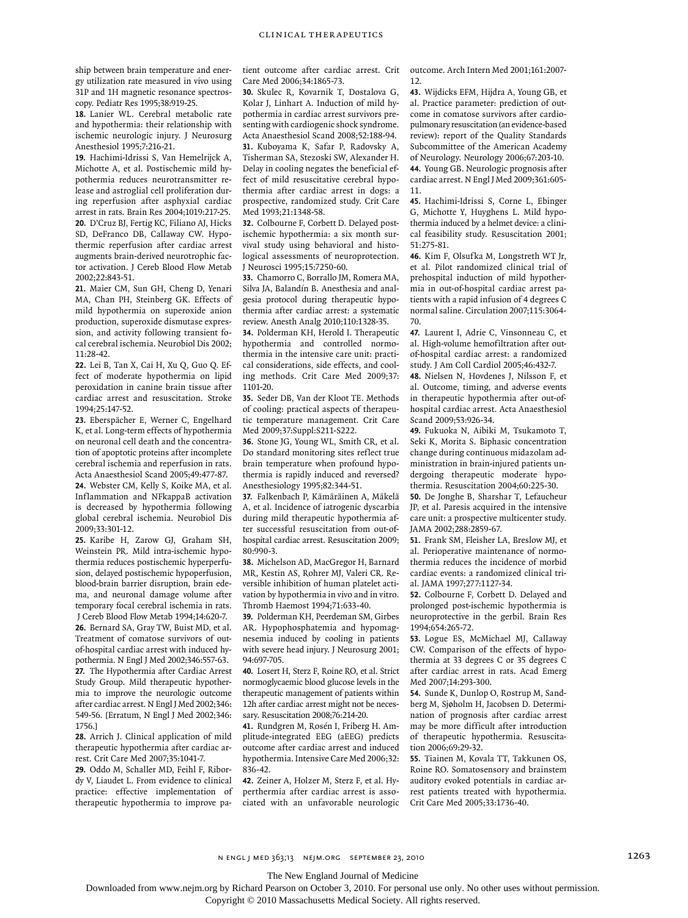ship between brain temperature and energy utilization rate measured in vivo using 31P and 1H magnetic resonance spectroscopy. Pediatr Res 1995;38:919-25.

18. Lanier WL. Cerebral metabolic rate and hypothermia: their relationship with ischemic neurologic injury. J Neurosurg Anesthesiol 1995;7:216-21.

19. Hachimi-Idrissi S, Van Hemelrijck A, Michotte A, et al. Postischemic mild hypothermia reduces neurotransmitter release and astroglial cell proliferation during reperfusion after asphyxial cardiac arrest in rats. Brain Res 2004;1019:217-25.

20. D'Cruz BJ, Fertig KC, Filiano AJ, Hicks SD, DeFranco DB, Callaway CW. Hypothermic reperfusion after cardiac arrest augments brain-derived neurotrophic factor activation. J Cereb Blood Flow Metab 2002;22:843-51.

21. Maier CM, Sun GH, Cheng D, Yenari MA, Chan PH, Steinberg GK. Effects of mild hypothermia on superoxide anion production, superoxide dismutase expression, and activity following transient focal cerebral ischemia. Neurobiol Dis 2002;11:28-42.

22. Lei B, Tan X, Cai H, Xu Q, Guo Q. Effect of moderate hypothermia on lipid peroxidation in canine brain tissue after cardiac arrest and resuscitation. Stroke 1994;25:147-52.

23. Eberspächer E, Werner C, Engelhard K, et al. Long-term effects of hypothermia on neuronal cell death and the concentration of apoptotic proteins after incomplete cerebral ischemia and reperfusion in rats. Acta Anaesthesiol Scand 2005;49:477-87.

24. Webster CM, Kelly S, Koike MA, et al. Inflammation and NFkappaB activation is decreased by hypothermia following global cerebral ischemia. Neurobiol Dis 2009;33:301-12.

25. Karibe H, Zarow GJ, Graham SH, Weinstein PR. Mild intra-ischemic hypothermia reduces postischemic hyperperfusion, delayed postischemic hypoperfusion, blood-brain barrier disruption, brain edema, and neuronal damage volume after temporary focal cerebral ischemia in rats. J Cereb Blood Flow Metab 1994;14:620-7.

26. Bernard SA, Gray TW, Buist MD, et al. Treatment of comatose survivors of out-of-hospital cardiac arrest with induced hypothermia. N Engl J Med 2002;346:557-63.

27. The Hypothermia after Cardiac Arrest Study Group. Mild therapeutic hypothermia to improve the neurologic outcome after cardiac arrest. N Engl J Med 2002;346:549-56. [Erratum, N Engl J Med 2002;346:1756.]

28. Arrich J. Clinical application of mild therapeutic hypothermia after cardiac arrest. Crit Care Med 2007;35:1041-7.

29. Oddo M, Schaller MD, Feihl F, Ribordy V, Liaudet L. From evidence to clinical practice: effective implementation of therapeutic hypothermia to improve patient outcome after cardiac arrest. Crit Care Med 2006;34:1865-73.

30. Skulec R, Kovarnik T, Dostalova G, Kolar J, Linhart A. Induction of mild hypothermia in cardiac arrest survivors presenting with cardiogenic shock syndrome. Acta Anaesthesiol Scand 2008;52:188-94.

31. Kuboyama K, Safar P, Radovsky A, Tisherman SA, Stezoski SW, Alexander H. Delay in cooling negates the beneficial effect of mild resuscitative cerebral hypothermia after cardiac arrest in dogs: a prospective, randomized study. Crit Care Med 1993;21:1348-58.

32. Colbourne F, Corbett D. Delayed postischemic hypothermia: a six month survival study using behavioral and histological assessments of neuroprotection. J Neurosci 1995;15:7250-60.

33. Chamorro C, Borrallo JM, Romera MA, Silva JA, Balandín B. Anesthesia and analgesia protocol during therapeutic hypothermia after cardiac arrest: a systematic review. Anesth Analg 2010;110:1328-35.

34. Polderman KH, Herold I. Therapeutic hypothermia and controlled normothermia in the intensive care unit: practical considerations, side effects, and cooling methods. Crit Care Med 2009;37:1101-20.

35. Seder DB, Van der Kloot TE. Methods of cooling: practical aspects of therapeutic temperature management. Crit Care Med 2009;37:Suppl:S211-S222.

36. Stone JG, Young WL, Smith CR, et al. Do standard monitoring sites reflect true brain temperature when profound hypothermia is rapidly induced and reversed? Anesthesiology 1995;82:344-51.

37. Falkenbach P, Kämäräinen A, Mäkelä A, et al. Incidence of iatrogenic dyscarbia during mild therapeutic hypothermia after successful resuscitation from out-of-hospital cardiac arrest. Resuscitation 2009;80:990-3.

38. Michelson AD, MacGregor H, Barnard MR, Kestin AS, Rohrer MJ, Valeri CR. Reversible inhibition of human platelet activation by hypothermia in vivo and in vitro. Thromb Haemost 1994;71:633-40.

39. Polderman KH, Peerdeman SM, Girbes AR. Hypophosphatemia and hypomagnesemia induced by cooling in patients with severe head injury. J Neurosurg 2001;94:697-705.

40. Losert H, Sterz F, Roine RO, et al. Strict normoglycaemic blood glucose levels in the therapeutic management of patients within 12h after cardiac arrest might not be necessary. Resuscitation 2008;76:214-20.

41. Rundgren M, Rosén I, Friberg H. Amplitude-integrated EEG (aEEG) predicts outcome after cardiac arrest and induced hypothermia. Intensive Care Med 2006;32:836-42.

42. Zeiner A, Holzer M, Sterz F, et al. Hyperthermia after cardiac arrest is associated with an unfavorable neurologic outcome. Arch Intern Med 2001;161:2007-12.

43. Wijdicks EFM, Hijdra A, Young GB, et al. Practice parameter: prediction of outcome in comatose survivors after cardiopulmonary resuscitation (an evidence-based review): report of the Quality Standards Subcommittee of the American Academy of Neurology. Neurology 2006;67:203-10.

44. Young GB. Neurologic prognosis after cardiac arrest. N Engl J Med 2009;361:605-11.

45. Hachimi-Idrissi S, Corne L, Ebinger G, Michotte Y, Huyghens L. Mild hypothermia induced by a helmet device: a clinical feasibility study. Resuscitation 2001;51:275-81.

46. Kim F, Olsufka M, Longstreth WT Jr, et al. Pilot randomized clinical trial of prehospital induction of mild hypothermia in out-of-hospital cardiac arrest patients with a rapid infusion of 4 degrees C normal saline. Circulation 2007;115:3064-70.

47. Laurent I, Adrie C, Vinsonneau C, et al. High-volume hemofiltration after out-of-hospital cardiac arrest: a randomized study. J Am Coll Cardiol 2005;46:432-7.

48. Nielsen N, Hovdenes J, Nilsson F, et al. Outcome, timing, and adverse events in therapeutic hypothermia after out-of-hospital cardiac arrest. Acta Anaesthesiol Scand 2009;53:926-34.

49. Fukuoka N, Aibiki M, Tsukamoto T, Seki K, Morita S. Biphasic concentration change during continuous midazolam administration in brain-injured patients undergoing therapeutic moderate hypothermia. Resuscitation 2004;60:225-30.

50. De Jonghe B, Sharshar T, Lefaucheur JP, et al. Paresis acquired in the intensive care unit: a prospective multicenter study. JAMA 2002;288:2859-67.

51. Frank SM, Fleisher LA, Breslow MJ, et al. Perioperative maintenance of normothermia reduces the incidence of morbid cardiac events: a randomized clinical trial. JAMA 1997;277:1127-34.

52. Colbourne F, Corbett D. Delayed and prolonged post-ischemic hypothermia is neuroprotective in the gerbil. Brain Res 1994;654:265-72.

53. Logue ES, McMichael MJ, Callaway CW. Comparison of the effects of hypothermia at 33 degrees C or 35 degrees C after cardiac arrest in rats. Acad Emerg Med 2007;14:293-300.

54. Sunde K, Dunlop O, Rostrup M, Sandberg M, Sjøholm H, Jacobsen D. Determination of prognosis after cardiac arrest may be more difficult after introduction of therapeutic hypothermia. Resuscitation 2006;69:29-32.

55. Tiainen M, Kovala TT, Takkunen OS, Roine RO. Somatosensory and brainstem auditory evoked potentials in cardiac arrest patients treated with hypothermia. Crit Care Med 2005;33:1736-40.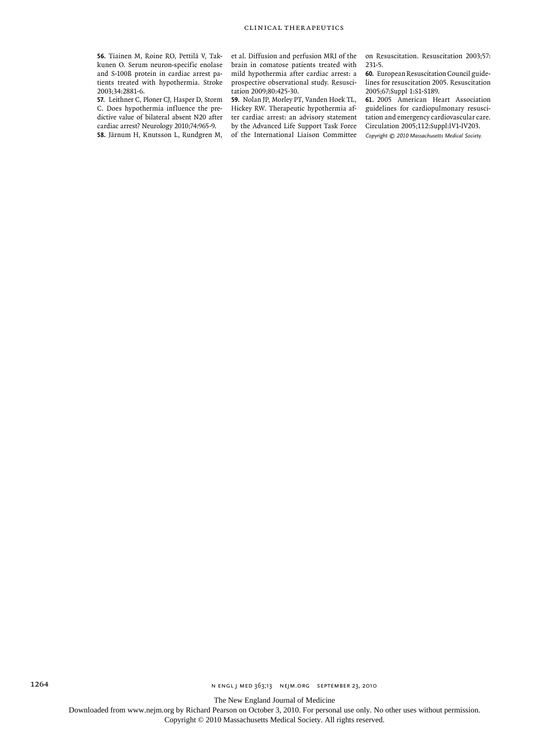**56.** Tiainen M, Roine RO, Pettilä V, Takkunen O. Serum neuron-specific enolase and S-100B protein in cardiac arrest patients treated with hypothermia. Stroke 2003;34:2881-6.

**57.** Leithner C, Ploner CJ, Hasper D, Storm C. Does hypothermia influence the predictive value of bilateral absent N20 after cardiac arrest? Neurology 2010;74:965-9.

**58.** Järnum H, Knutsson L, Rundgren M, et al. Diffusion and perfusion MRI of the brain in comatose patients treated with mild hypothermia after cardiac arrest: a prospective observational study. Resuscitation 2009;80:425-30.

**59.** Nolan JP, Morley PT, Vanden Hoek TL, Hickey RW. Therapeutic hypothermia after cardiac arrest: an advisory statement by the Advanced Life Support Task Force of the International Liaison Committee on Resuscitation. Resuscitation 2003;57:231-5.

**60.** European Resuscitation Council guidelines for resuscitation 2005. Resuscitation 2005;67:Suppl 1:S1-S189.

**61.** 2005 American Heart Association guidelines for cardiopulmonary resuscitation and emergency cardiovascular care. Circulation 2005;112:Suppl:IV1-IV203.

*Copyright © 2010 Massachusetts Medical Society.*